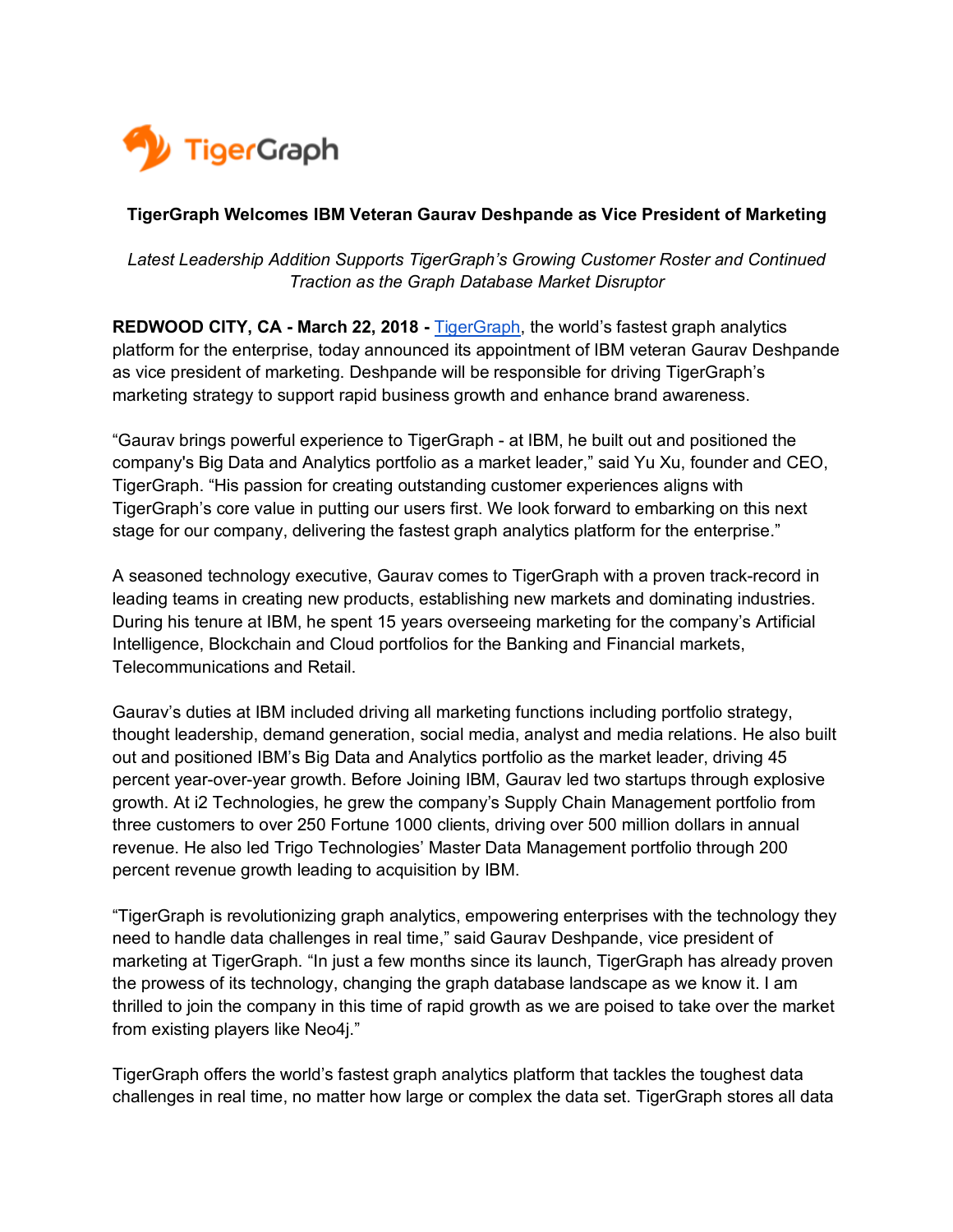TigerGraph

**TigerGraph Welcomes IBM Veteran Gaurav Deshpande as Vice President of Marketing**

*Latest Leadership Addition Supports TigerGraph's Growing Customer Roster and Continued Traction as the Graph Database Market Disruptor*

**REDWOOD CITY, CA - March 22, 2018 -** TigerGraph, the world's fastest graph analytics platform for the enterprise, today announced its appointment of IBM veteran Gaurav Deshpande as vice president of marketing. Deshpande will be responsible for driving TigerGraph's marketing strategy to support rapid business growth and enhance brand awareness.

"Gaurav brings powerful experience to TigerGraph - at IBM, he built out and positioned the company's Big Data and Analytics portfolio as a market leader," said Yu Xu, founder and CEO, TigerGraph. "His passion for creating outstanding customer experiences aligns with TigerGraph's core value in putting our users first. We look forward to embarking on this next stage for our company, delivering the fastest graph analytics platform for the enterprise."

A seasoned technology executive, Gaurav comes to TigerGraph with a proven track-record in leading teams in creating new products, establishing new markets and dominating industries. During his tenure at IBM, he spent 15 years overseeing marketing for the company's Artificial Intelligence, Blockchain and Cloud portfolios for the Banking and Financial markets, Telecommunications and Retail.

Gaurav's duties at IBM included driving all marketing functions including portfolio strategy, thought leadership, demand generation, social media, analyst and media relations. He also built out and positioned IBM's Big Data and Analytics portfolio as the market leader, driving 45 percent year-over-year growth. Before Joining IBM, Gaurav led two startups through explosive growth. At i2 Technologies, he grew the company's Supply Chain Management portfolio from three customers to over 250 Fortune 1000 clients, driving over 500 million dollars in annual revenue. He also led Trigo Technologies' Master Data Management portfolio through 200 percent revenue growth leading to acquisition by IBM.

"TigerGraph is revolutionizing graph analytics, empowering enterprises with the technology they need to handle data challenges in real time," said Gaurav Deshpande, vice president of marketing at TigerGraph. "In just a few months since its launch, TigerGraph has already proven the prowess of its technology, changing the graph database landscape as we know it. I am thrilled to join the company in this time of rapid growth as we are poised to take over the market from existing players like Neo4j."

TigerGraph offers the world's fastest graph analytics platform that tackles the toughest data challenges in real time, no matter how large or complex the data set. TigerGraph stores all data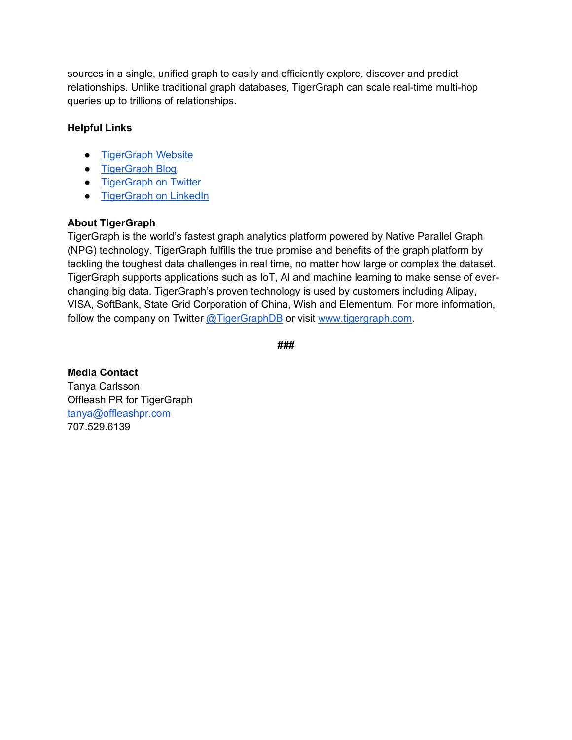sources in a single, unified graph to easily and efficiently explore, discover and predict relationships. Unlike traditional graph databases, TigerGraph can scale real-time multi-hop queries up to trillions of relationships.

**Helpful Links**

- TigerGraph Website
- TigerGraph Blog
- TigerGraph on Twitter
- TigerGraph on LinkedIn

**About TigerGraph**
TigerGraph is the world's fastest graph analytics platform powered by Native Parallel Graph (NPG) technology. TigerGraph fulfills the true promise and benefits of the graph platform by tackling the toughest data challenges in real time, no matter how large or complex the dataset. TigerGraph supports applications such as IoT, AI and machine learning to make sense of ever-changing big data. TigerGraph's proven technology is used by customers including Alipay, VISA, SoftBank, State Grid Corporation of China, Wish and Elementum. For more information, follow the company on Twitter @TigerGraphDB or visit www.tigergraph.com.

###

**Media Contact**
Tanya Carlsson
Offleash PR for TigerGraph
tanya@offleashpr.com
707.529.6139